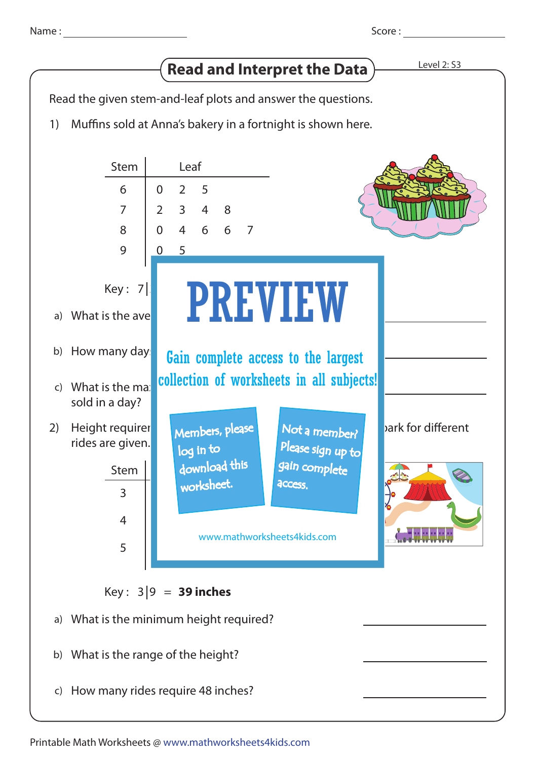Name : ______________ Score : ______________

# Read and Interpret the Data

Level 2: S3

Read the given stem-and-leaf plots and answer the questions.

1) Muffins sold at Anna's bakery in a fortnight is shown here.

| Stem | Leaf |
|---|---|
| 6 | 0 2 5 |
| 7 | 2 3 4 8 |
| 8 | 0 4 6 6 7 |
| 9 | 0 5 |

Key : 7|

a) What is the ave

b) How many day

c) What is the ma sold in a day?

PREVIEW

Gain complete access to the largest collection of worksheets in all subjects!

Members, please log in to download this worksheet.

Not a member? Please sign up to gain complete access.

www.mathworksheets4kids.com

2) Height requirer ... park for different rides are given.

| Stem | Leaf |
|---|---|
| 3 | |
| 4 | |
| 5 | |

Key : 3|9 = **39 inches**

a) What is the minimum height required? ______________

b) What is the range of the height? ______________

c) How many rides require 48 inches? ______________

Printable Math Worksheets @ www.mathworksheets4kids.com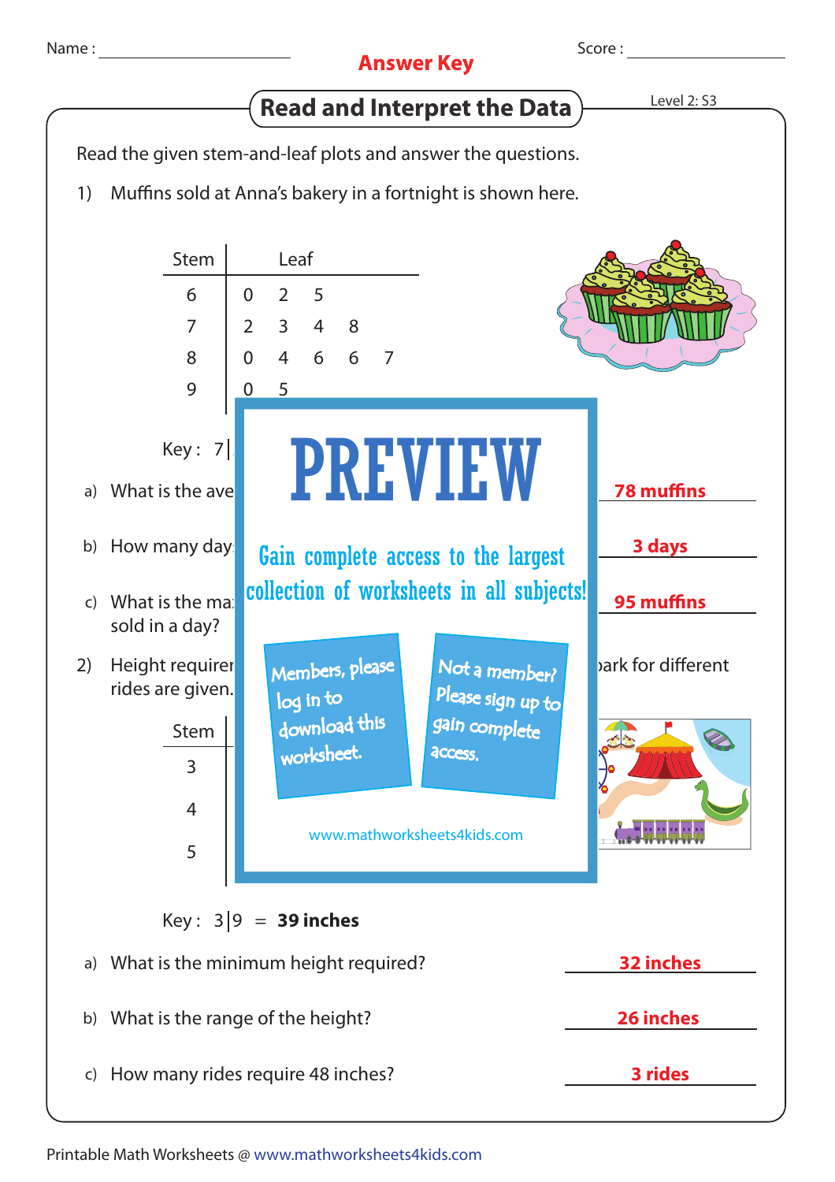Name : ____________________ **Answer Key** Score : ____________

# Read and Interpret the Data

Level 2: S3

Read the given stem-and-leaf plots and answer the questions.

1) Muffins sold at Anna's bakery in a fortnight is shown here.

| Stem | Leaf |
|---|---|
| 6 | 0 2 5 |
| 7 | 2 3 4 8 |
| 8 | 0 4 6 6 7 |
| 9 | 0 5 |

Key : 7|

a) What is the ave **78 muffins**

b) How many day **3 days**

c) What is the ma sold in a day? **95 muffins**

2) Height requirer ark for different rides are given.

| Stem | Leaf |
|---|---|
| 3 | |
| 4 | |
| 5 | |

Key : 3|9 = **39 inches**

a) What is the minimum height required? **32 inches**

b) What is the range of the height? **26 inches**

c) How many rides require 48 inches? **3 rides**

PREVIEW

Gain complete access to the largest collection of worksheets in all subjects!

Members, please log in to download this worksheet.

Not a member? Please sign up to gain complete access.

www.mathworksheets4kids.com

Printable Math Worksheets @ www.mathworksheets4kids.com